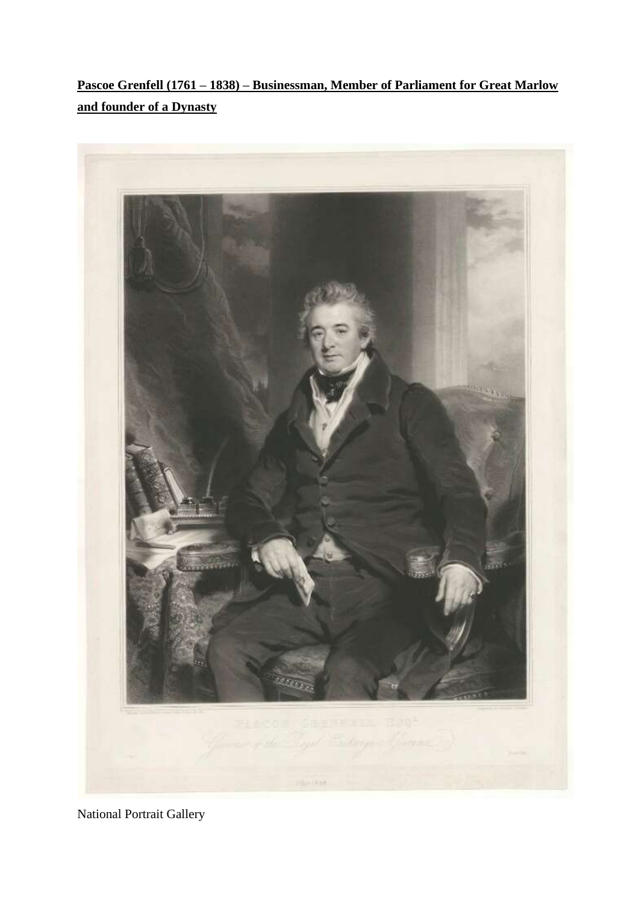**Pascoe Grenfell (1761 – 1838) – Businessman, Member of Parliament for Great Marlow and founder of a Dynasty**

National Portrait Gallery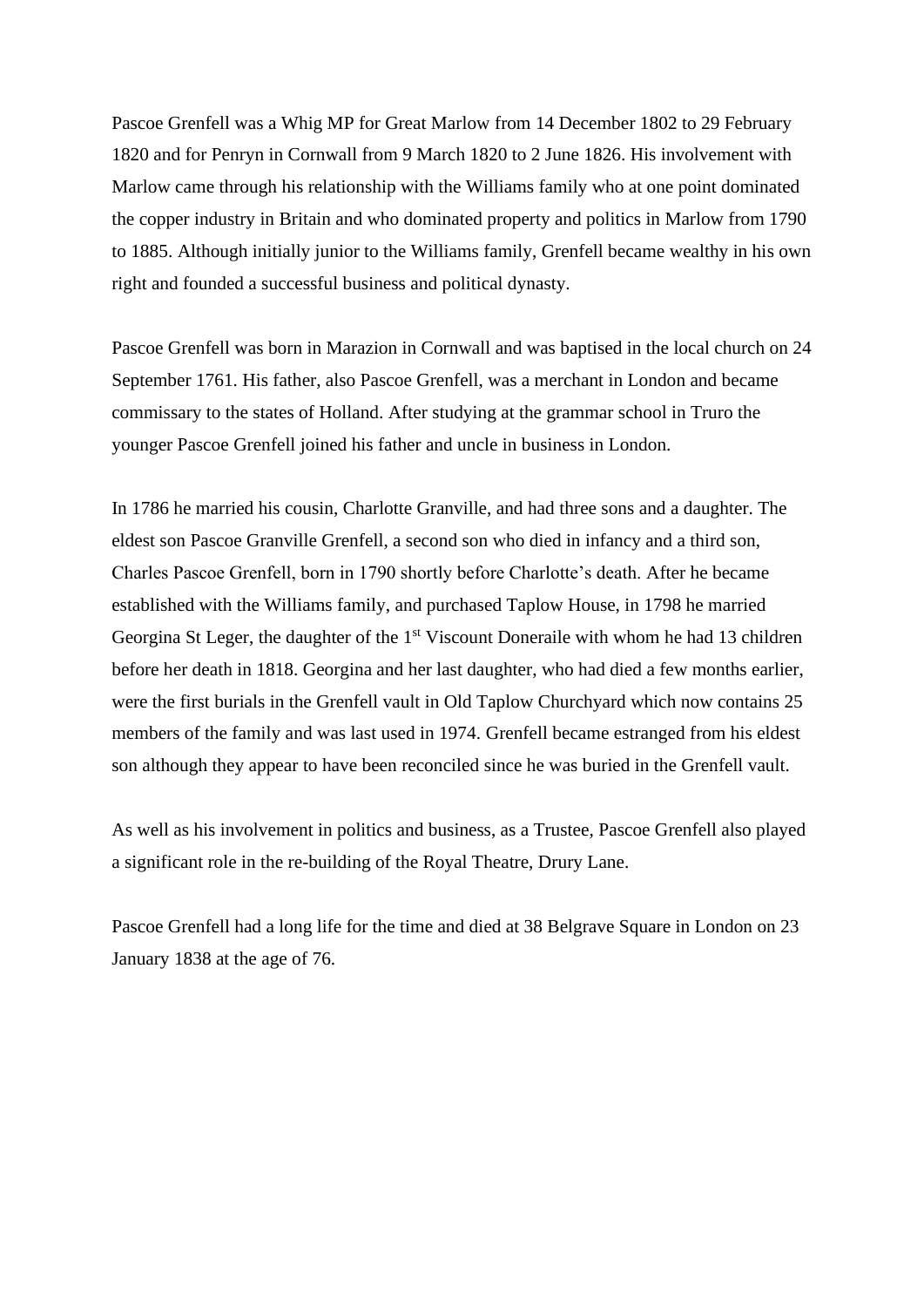Pascoe Grenfell was a Whig MP for Great Marlow from 14 December 1802 to 29 February 1820 and for Penryn in Cornwall from 9 March 1820 to 2 June 1826. His involvement with Marlow came through his relationship with the Williams family who at one point dominated the copper industry in Britain and who dominated property and politics in Marlow from 1790 to 1885. Although initially junior to the Williams family, Grenfell became wealthy in his own right and founded a successful business and political dynasty.

Pascoe Grenfell was born in Marazion in Cornwall and was baptised in the local church on 24 September 1761. His father, also Pascoe Grenfell, was a merchant in London and became commissary to the states of Holland. After studying at the grammar school in Truro the younger Pascoe Grenfell joined his father and uncle in business in London.

In 1786 he married his cousin, Charlotte Granville, and had three sons and a daughter. The eldest son Pascoe Granville Grenfell, a second son who died in infancy and a third son, Charles Pascoe Grenfell, born in 1790 shortly before Charlotte's death. After he became established with the Williams family, and purchased Taplow House, in 1798 he married Georgina St Leger, the daughter of the 1st Viscount Doneraile with whom he had 13 children before her death in 1818. Georgina and her last daughter, who had died a few months earlier, were the first burials in the Grenfell vault in Old Taplow Churchyard which now contains 25 members of the family and was last used in 1974. Grenfell became estranged from his eldest son although they appear to have been reconciled since he was buried in the Grenfell vault.

As well as his involvement in politics and business, as a Trustee, Pascoe Grenfell also played a significant role in the re-building of the Royal Theatre, Drury Lane.

Pascoe Grenfell had a long life for the time and died at 38 Belgrave Square in London on 23 January 1838 at the age of 76.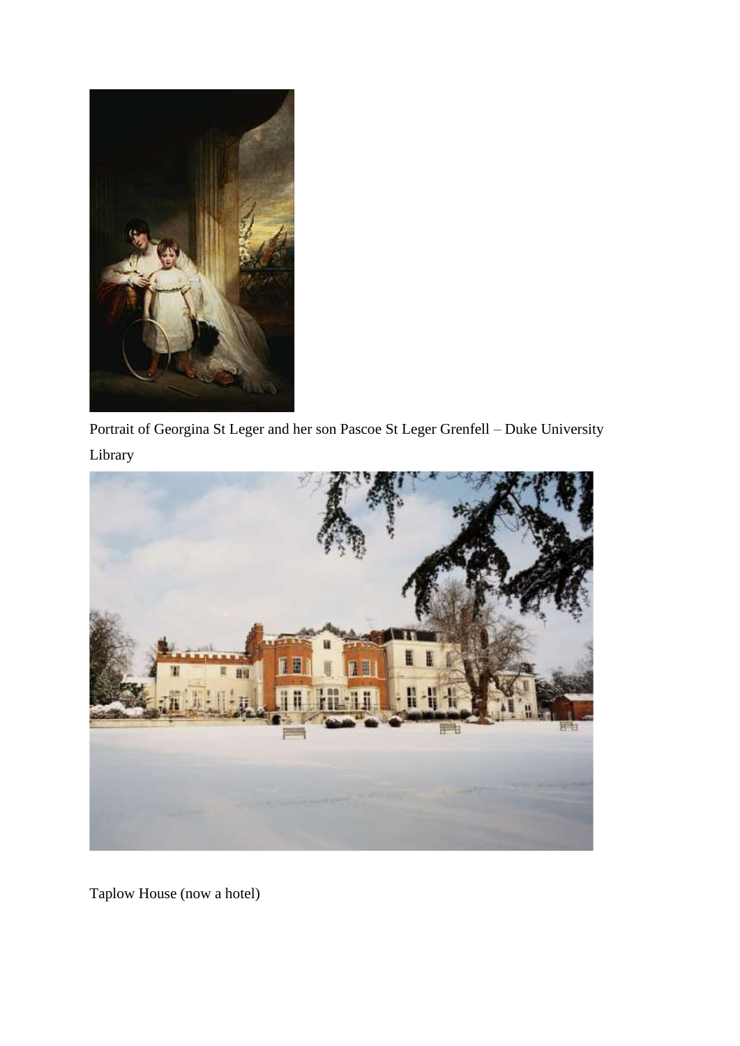Portrait of Georgina St Leger and her son Pascoe St Leger Grenfell – Duke University Library

Taplow House (now a hotel)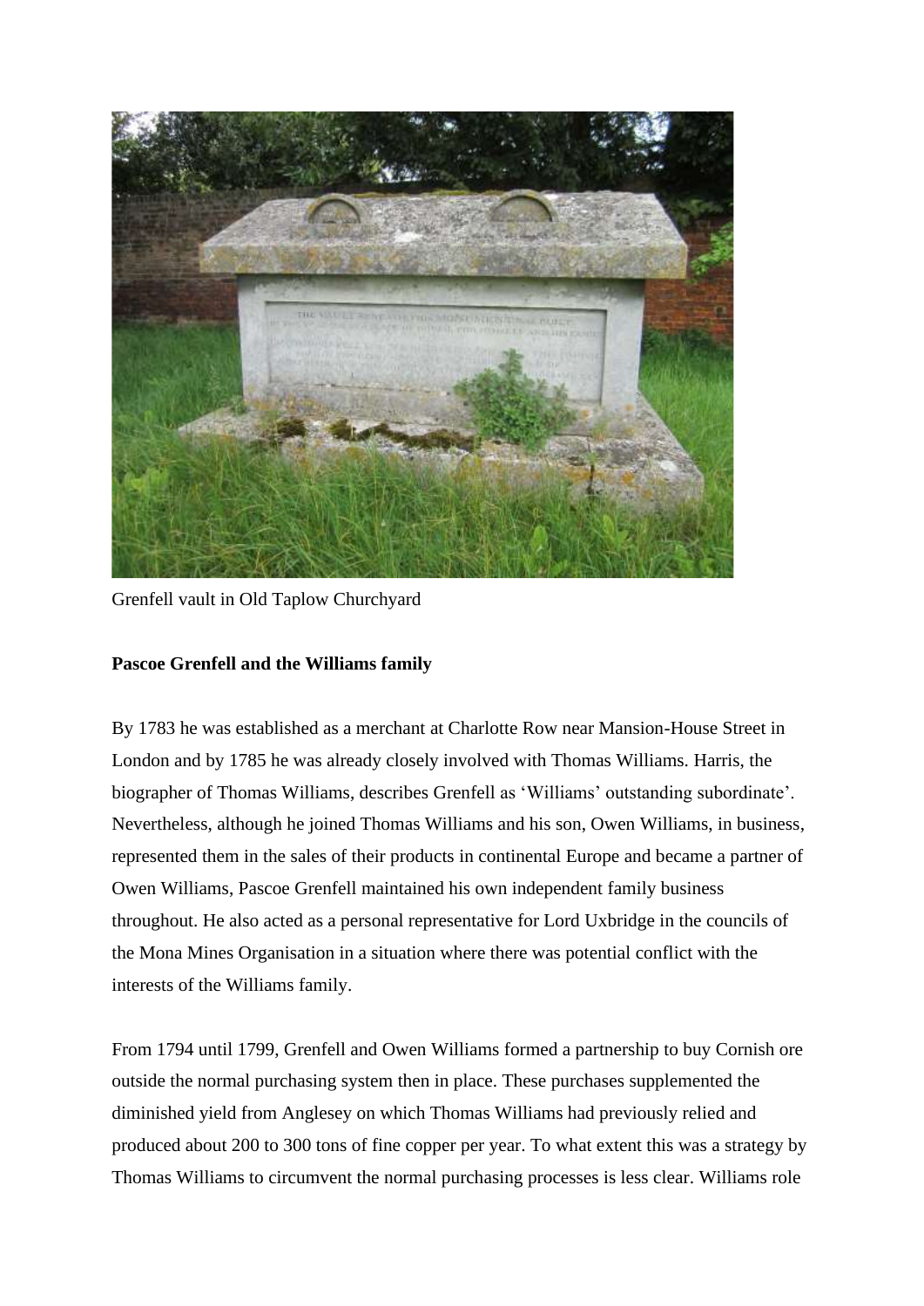Grenfell vault in Old Taplow Churchyard

**Pascoe Grenfell and the Williams family**

By 1783 he was established as a merchant at Charlotte Row near Mansion-House Street in London and by 1785 he was already closely involved with Thomas Williams. Harris, the biographer of Thomas Williams, describes Grenfell as 'Williams' outstanding subordinate'. Nevertheless, although he joined Thomas Williams and his son, Owen Williams, in business, represented them in the sales of their products in continental Europe and became a partner of Owen Williams, Pascoe Grenfell maintained his own independent family business throughout. He also acted as a personal representative for Lord Uxbridge in the councils of the Mona Mines Organisation in a situation where there was potential conflict with the interests of the Williams family.

From 1794 until 1799, Grenfell and Owen Williams formed a partnership to buy Cornish ore outside the normal purchasing system then in place. These purchases supplemented the diminished yield from Anglesey on which Thomas Williams had previously relied and produced about 200 to 300 tons of fine copper per year. To what extent this was a strategy by Thomas Williams to circumvent the normal purchasing processes is less clear. Williams role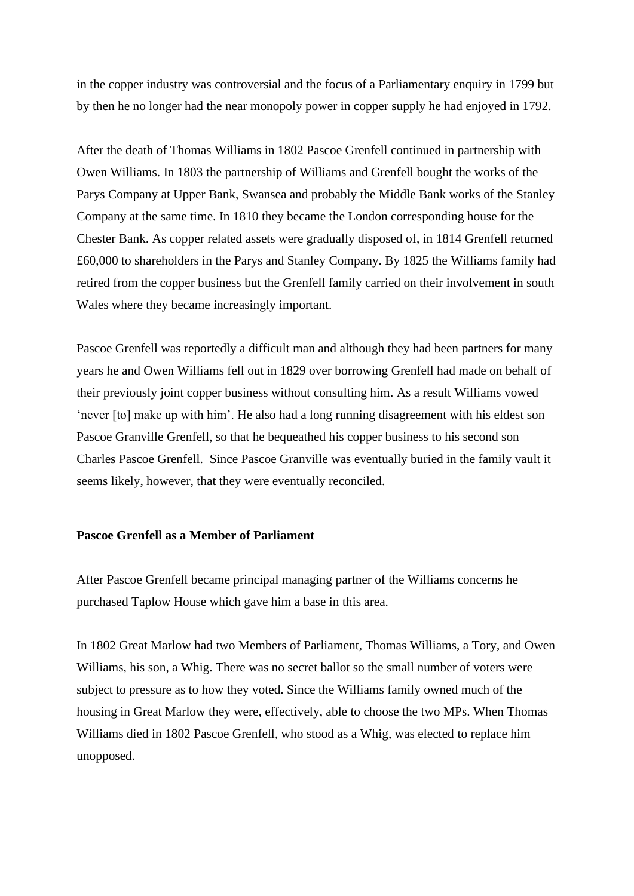in the copper industry was controversial and the focus of a Parliamentary enquiry in 1799 but by then he no longer had the near monopoly power in copper supply he had enjoyed in 1792.

After the death of Thomas Williams in 1802 Pascoe Grenfell continued in partnership with Owen Williams. In 1803 the partnership of Williams and Grenfell bought the works of the Parys Company at Upper Bank, Swansea and probably the Middle Bank works of the Stanley Company at the same time. In 1810 they became the London corresponding house for the Chester Bank. As copper related assets were gradually disposed of, in 1814 Grenfell returned £60,000 to shareholders in the Parys and Stanley Company. By 1825 the Williams family had retired from the copper business but the Grenfell family carried on their involvement in south Wales where they became increasingly important.

Pascoe Grenfell was reportedly a difficult man and although they had been partners for many years he and Owen Williams fell out in 1829 over borrowing Grenfell had made on behalf of their previously joint copper business without consulting him. As a result Williams vowed 'never [to] make up with him'. He also had a long running disagreement with his eldest son Pascoe Granville Grenfell, so that he bequeathed his copper business to his second son Charles Pascoe Grenfell. Since Pascoe Granville was eventually buried in the family vault it seems likely, however, that they were eventually reconciled.

**Pascoe Grenfell as a Member of Parliament**

After Pascoe Grenfell became principal managing partner of the Williams concerns he purchased Taplow House which gave him a base in this area.

In 1802 Great Marlow had two Members of Parliament, Thomas Williams, a Tory, and Owen Williams, his son, a Whig. There was no secret ballot so the small number of voters were subject to pressure as to how they voted. Since the Williams family owned much of the housing in Great Marlow they were, effectively, able to choose the two MPs. When Thomas Williams died in 1802 Pascoe Grenfell, who stood as a Whig, was elected to replace him unopposed.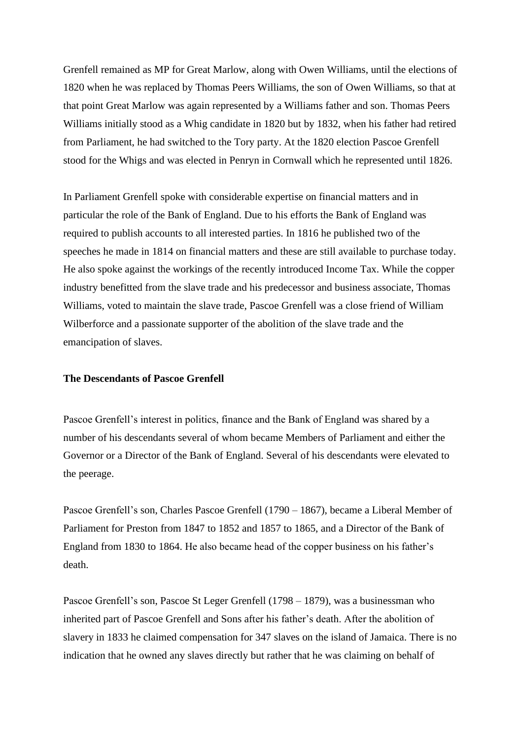Grenfell remained as MP for Great Marlow, along with Owen Williams, until the elections of 1820 when he was replaced by Thomas Peers Williams, the son of Owen Williams, so that at that point Great Marlow was again represented by a Williams father and son. Thomas Peers Williams initially stood as a Whig candidate in 1820 but by 1832, when his father had retired from Parliament, he had switched to the Tory party. At the 1820 election Pascoe Grenfell stood for the Whigs and was elected in Penryn in Cornwall which he represented until 1826.

In Parliament Grenfell spoke with considerable expertise on financial matters and in particular the role of the Bank of England. Due to his efforts the Bank of England was required to publish accounts to all interested parties. In 1816 he published two of the speeches he made in 1814 on financial matters and these are still available to purchase today. He also spoke against the workings of the recently introduced Income Tax. While the copper industry benefitted from the slave trade and his predecessor and business associate, Thomas Williams, voted to maintain the slave trade, Pascoe Grenfell was a close friend of William Wilberforce and a passionate supporter of the abolition of the slave trade and the emancipation of slaves.

**The Descendants of Pascoe Grenfell**

Pascoe Grenfell's interest in politics, finance and the Bank of England was shared by a number of his descendants several of whom became Members of Parliament and either the Governor or a Director of the Bank of England. Several of his descendants were elevated to the peerage.

Pascoe Grenfell's son, Charles Pascoe Grenfell (1790 – 1867), became a Liberal Member of Parliament for Preston from 1847 to 1852 and 1857 to 1865, and a Director of the Bank of England from 1830 to 1864. He also became head of the copper business on his father's death.

Pascoe Grenfell's son, Pascoe St Leger Grenfell (1798 – 1879), was a businessman who inherited part of Pascoe Grenfell and Sons after his father's death. After the abolition of slavery in 1833 he claimed compensation for 347 slaves on the island of Jamaica. There is no indication that he owned any slaves directly but rather that he was claiming on behalf of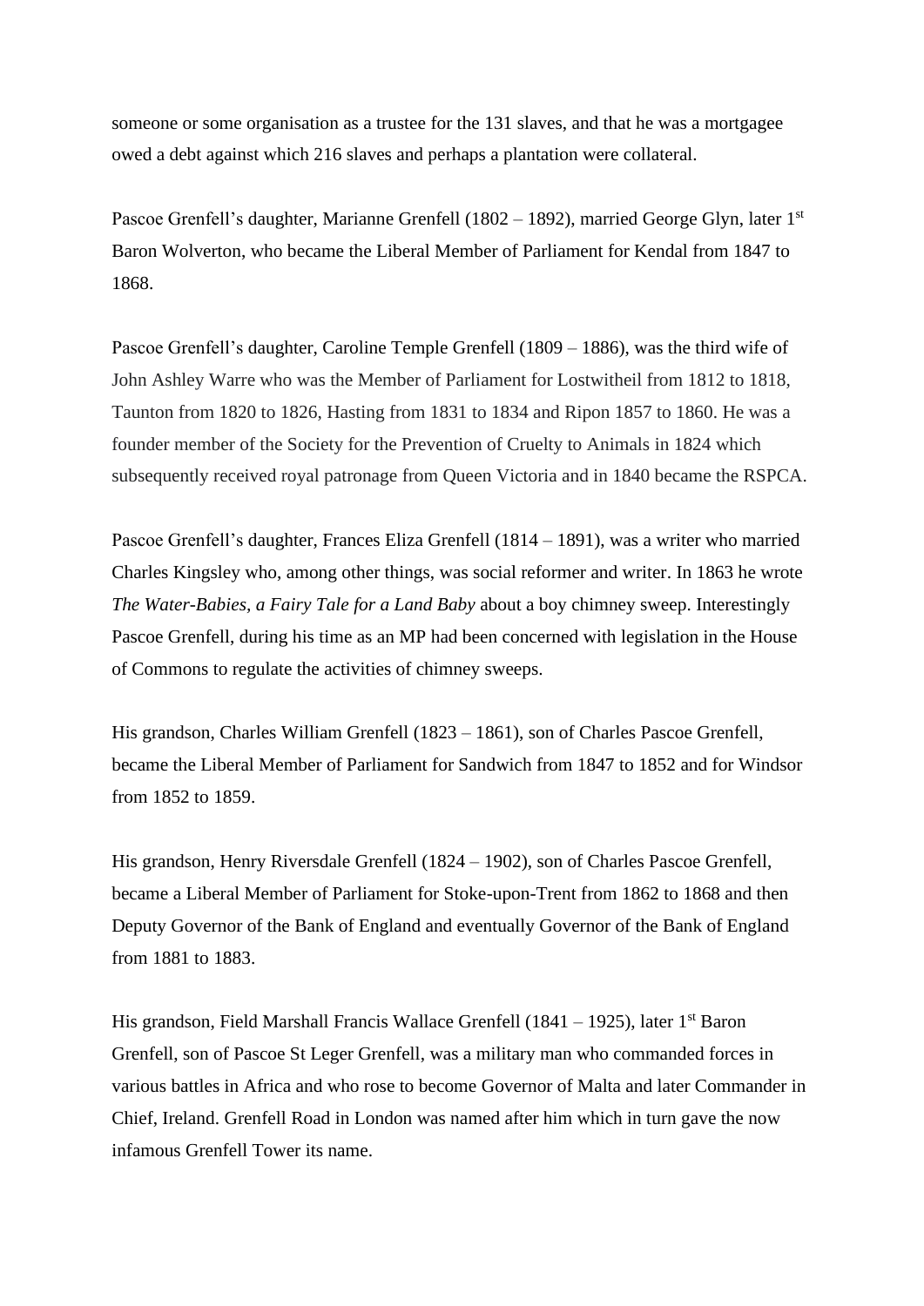someone or some organisation as a trustee for the 131 slaves, and that he was a mortgagee owed a debt against which 216 slaves and perhaps a plantation were collateral.

Pascoe Grenfell's daughter, Marianne Grenfell (1802 – 1892), married George Glyn, later 1st Baron Wolverton, who became the Liberal Member of Parliament for Kendal from 1847 to 1868.

Pascoe Grenfell's daughter, Caroline Temple Grenfell (1809 – 1886), was the third wife of John Ashley Warre who was the Member of Parliament for Lostwitheil from 1812 to 1818, Taunton from 1820 to 1826, Hasting from 1831 to 1834 and Ripon 1857 to 1860. He was a founder member of the Society for the Prevention of Cruelty to Animals in 1824 which subsequently received royal patronage from Queen Victoria and in 1840 became the RSPCA.

Pascoe Grenfell's daughter, Frances Eliza Grenfell (1814 – 1891), was a writer who married Charles Kingsley who, among other things, was social reformer and writer. In 1863 he wrote *The Water-Babies, a Fairy Tale for a Land Baby* about a boy chimney sweep. Interestingly Pascoe Grenfell, during his time as an MP had been concerned with legislation in the House of Commons to regulate the activities of chimney sweeps.

His grandson, Charles William Grenfell (1823 – 1861), son of Charles Pascoe Grenfell, became the Liberal Member of Parliament for Sandwich from 1847 to 1852 and for Windsor from 1852 to 1859.

His grandson, Henry Riversdale Grenfell (1824 – 1902), son of Charles Pascoe Grenfell, became a Liberal Member of Parliament for Stoke-upon-Trent from 1862 to 1868 and then Deputy Governor of the Bank of England and eventually Governor of the Bank of England from 1881 to 1883.

His grandson, Field Marshall Francis Wallace Grenfell (1841 – 1925), later 1st Baron Grenfell, son of Pascoe St Leger Grenfell, was a military man who commanded forces in various battles in Africa and who rose to become Governor of Malta and later Commander in Chief, Ireland. Grenfell Road in London was named after him which in turn gave the now infamous Grenfell Tower its name.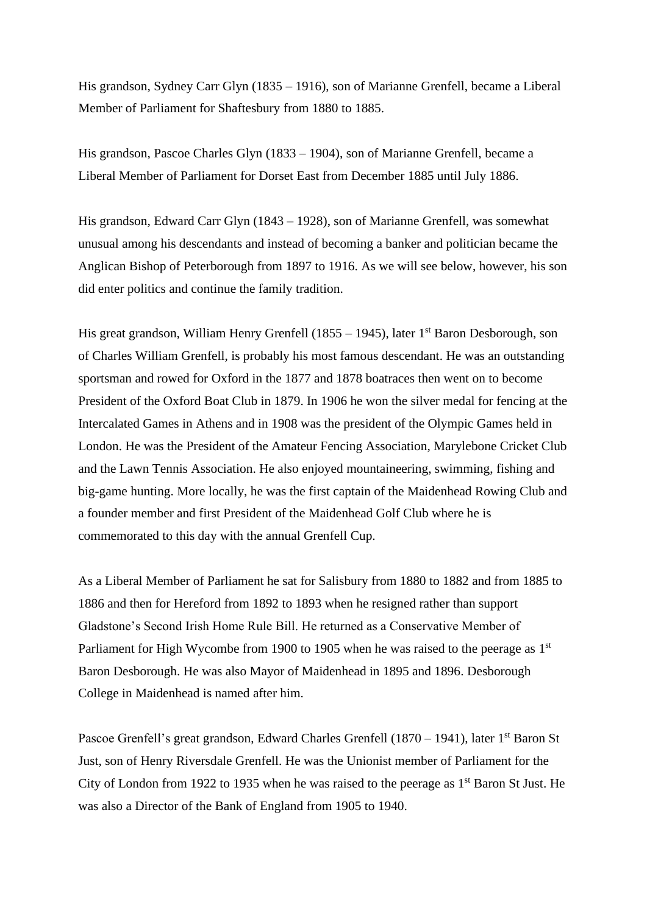His grandson, Sydney Carr Glyn (1835 – 1916), son of Marianne Grenfell, became a Liberal Member of Parliament for Shaftesbury from 1880 to 1885.

His grandson, Pascoe Charles Glyn (1833 – 1904), son of Marianne Grenfell, became a Liberal Member of Parliament for Dorset East from December 1885 until July 1886.

His grandson, Edward Carr Glyn (1843 – 1928), son of Marianne Grenfell, was somewhat unusual among his descendants and instead of becoming a banker and politician became the Anglican Bishop of Peterborough from 1897 to 1916. As we will see below, however, his son did enter politics and continue the family tradition.

His great grandson, William Henry Grenfell (1855 – 1945), later 1st Baron Desborough, son of Charles William Grenfell, is probably his most famous descendant. He was an outstanding sportsman and rowed for Oxford in the 1877 and 1878 boatraces then went on to become President of the Oxford Boat Club in 1879. In 1906 he won the silver medal for fencing at the Intercalated Games in Athens and in 1908 was the president of the Olympic Games held in London. He was the President of the Amateur Fencing Association, Marylebone Cricket Club and the Lawn Tennis Association. He also enjoyed mountaineering, swimming, fishing and big-game hunting. More locally, he was the first captain of the Maidenhead Rowing Club and a founder member and first President of the Maidenhead Golf Club where he is commemorated to this day with the annual Grenfell Cup.

As a Liberal Member of Parliament he sat for Salisbury from 1880 to 1882 and from 1885 to 1886 and then for Hereford from 1892 to 1893 when he resigned rather than support Gladstone's Second Irish Home Rule Bill. He returned as a Conservative Member of Parliament for High Wycombe from 1900 to 1905 when he was raised to the peerage as 1st Baron Desborough. He was also Mayor of Maidenhead in 1895 and 1896. Desborough College in Maidenhead is named after him.

Pascoe Grenfell's great grandson, Edward Charles Grenfell (1870 – 1941), later 1st Baron St Just, son of Henry Riversdale Grenfell. He was the Unionist member of Parliament for the City of London from 1922 to 1935 when he was raised to the peerage as 1st Baron St Just. He was also a Director of the Bank of England from 1905 to 1940.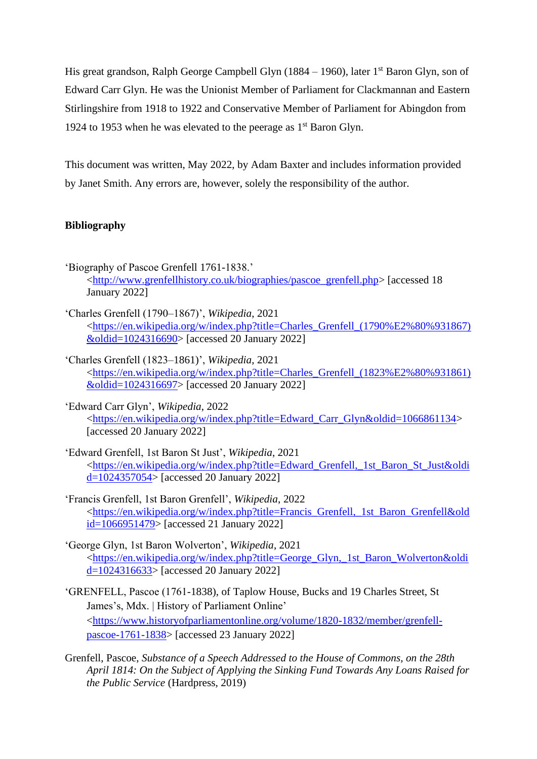His great grandson, Ralph George Campbell Glyn (1884 – 1960), later 1st Baron Glyn, son of Edward Carr Glyn. He was the Unionist Member of Parliament for Clackmannan and Eastern Stirlingshire from 1918 to 1922 and Conservative Member of Parliament for Abingdon from 1924 to 1953 when he was elevated to the peerage as 1st Baron Glyn.

This document was written, May 2022, by Adam Baxter and includes information provided by Janet Smith. Any errors are, however, solely the responsibility of the author.

**Bibliography**

'Biography of Pascoe Grenfell 1761-1838.' <http://www.grenfellhistory.co.uk/biographies/pascoe_grenfell.php> [accessed 18 January 2022]

'Charles Grenfell (1790–1867)', *Wikipedia*, 2021 <https://en.wikipedia.org/w/index.php?title=Charles_Grenfell_(1790%E2%80%931867)&oldid=1024316690> [accessed 20 January 2022]

'Charles Grenfell (1823–1861)', *Wikipedia*, 2021 <https://en.wikipedia.org/w/index.php?title=Charles_Grenfell_(1823%E2%80%931861)&oldid=1024316697> [accessed 20 January 2022]

'Edward Carr Glyn', *Wikipedia*, 2022 <https://en.wikipedia.org/w/index.php?title=Edward_Carr_Glyn&oldid=1066861134> [accessed 20 January 2022]

'Edward Grenfell, 1st Baron St Just', *Wikipedia*, 2021 <https://en.wikipedia.org/w/index.php?title=Edward_Grenfell,_1st_Baron_St_Just&oldid=1024357054> [accessed 20 January 2022]

'Francis Grenfell, 1st Baron Grenfell', *Wikipedia*, 2022 <https://en.wikipedia.org/w/index.php?title=Francis_Grenfell,_1st_Baron_Grenfell&oldid=1066951479> [accessed 21 January 2022]

'George Glyn, 1st Baron Wolverton', *Wikipedia*, 2021 <https://en.wikipedia.org/w/index.php?title=George_Glyn,_1st_Baron_Wolverton&oldid=1024316633> [accessed 20 January 2022]

'GRENFELL, Pascoe (1761-1838), of Taplow House, Bucks and 19 Charles Street, St James's, Mdx. | History of Parliament Online' <https://www.historyofparliamentonline.org/volume/1820-1832/member/grenfell-pascoe-1761-1838> [accessed 23 January 2022]

Grenfell, Pascoe, *Substance of a Speech Addressed to the House of Commons, on the 28th April 1814: On the Subject of Applying the Sinking Fund Towards Any Loans Raised for the Public Service* (Hardpress, 2019)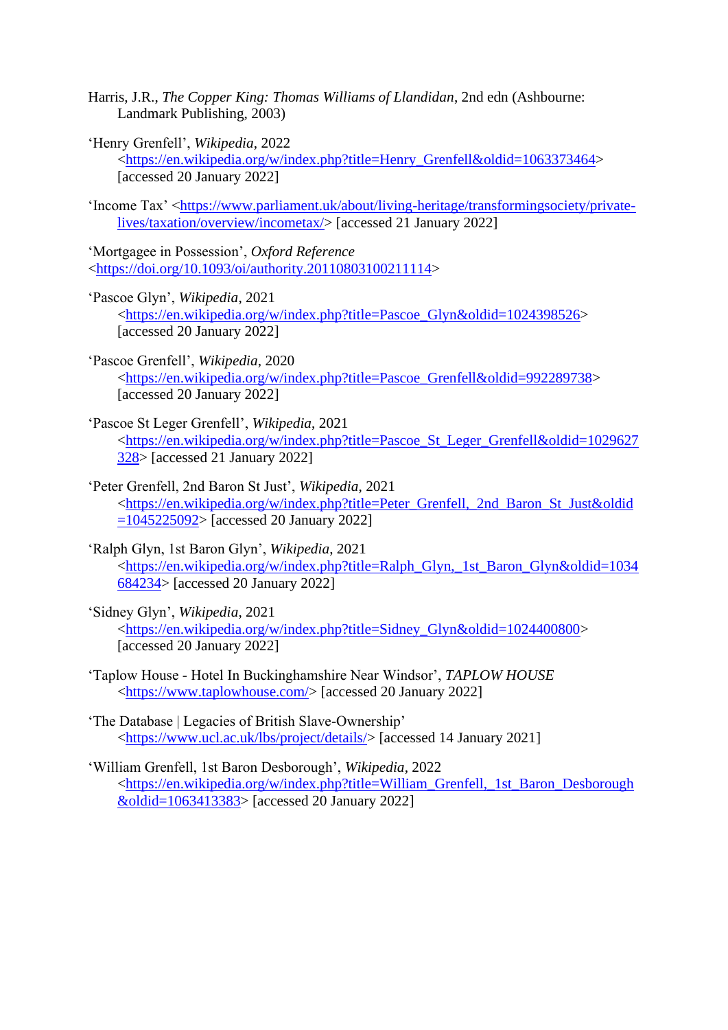Harris, J.R., *The Copper King: Thomas Williams of Llandidan*, 2nd edn (Ashbourne: Landmark Publishing, 2003)

'Henry Grenfell', *Wikipedia*, 2022 <https://en.wikipedia.org/w/index.php?title=Henry_Grenfell&oldid=1063373464> [accessed 20 January 2022]

'Income Tax' <https://www.parliament.uk/about/living-heritage/transformingsociety/private-lives/taxation/overview/incometax/> [accessed 21 January 2022]

'Mortgagee in Possession', *Oxford Reference* <https://doi.org/10.1093/oi/authority.20110803100211114>

'Pascoe Glyn', *Wikipedia*, 2021 <https://en.wikipedia.org/w/index.php?title=Pascoe_Glyn&oldid=1024398526> [accessed 20 January 2022]

'Pascoe Grenfell', *Wikipedia*, 2020 <https://en.wikipedia.org/w/index.php?title=Pascoe_Grenfell&oldid=992289738> [accessed 20 January 2022]

'Pascoe St Leger Grenfell', *Wikipedia*, 2021 <https://en.wikipedia.org/w/index.php?title=Pascoe_St_Leger_Grenfell&oldid=1029627328> [accessed 21 January 2022]

'Peter Grenfell, 2nd Baron St Just', *Wikipedia*, 2021 <https://en.wikipedia.org/w/index.php?title=Peter_Grenfell,_2nd_Baron_St_Just&oldid=1045225092> [accessed 20 January 2022]

'Ralph Glyn, 1st Baron Glyn', *Wikipedia*, 2021 <https://en.wikipedia.org/w/index.php?title=Ralph_Glyn,_1st_Baron_Glyn&oldid=1034684234> [accessed 20 January 2022]

'Sidney Glyn', *Wikipedia*, 2021 <https://en.wikipedia.org/w/index.php?title=Sidney_Glyn&oldid=1024400800> [accessed 20 January 2022]

'Taplow House - Hotel In Buckinghamshire Near Windsor', *TAPLOW HOUSE* <https://www.taplowhouse.com/> [accessed 20 January 2022]

'The Database | Legacies of British Slave-Ownership' <https://www.ucl.ac.uk/lbs/project/details/> [accessed 14 January 2021]

'William Grenfell, 1st Baron Desborough', *Wikipedia*, 2022 <https://en.wikipedia.org/w/index.php?title=William_Grenfell,_1st_Baron_Desborough&oldid=1063413383> [accessed 20 January 2022]